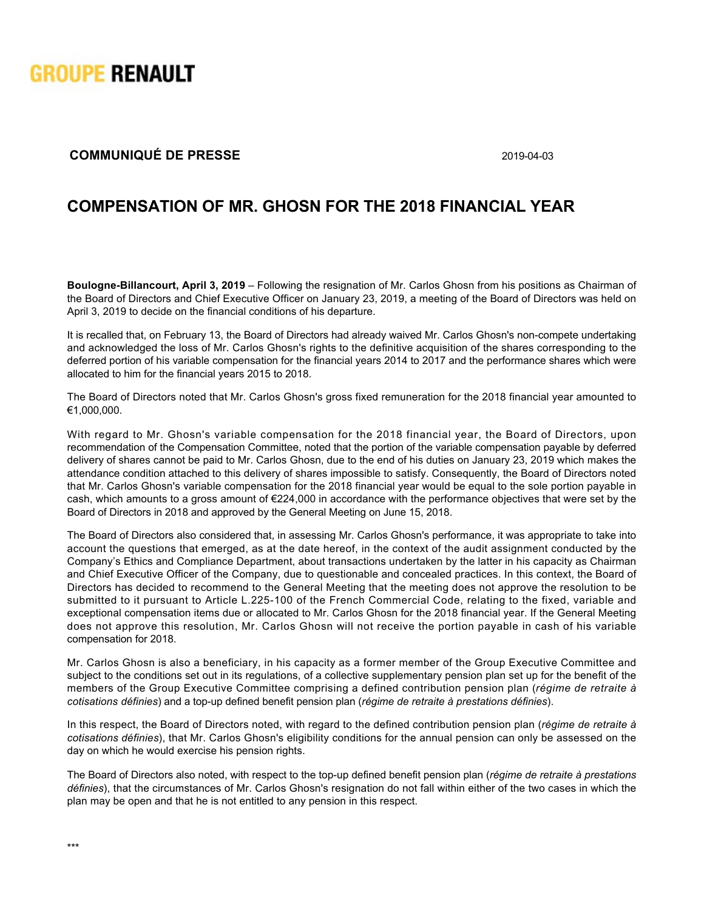GROUPE RENAULT

**COMMUNIQUÉ DE PRESSE** 2019-04-03

# COMPENSATION OF MR. GHOSN FOR THE 2018 FINANCIAL YEAR

**Boulogne-Billancourt, April 3, 2019** – Following the resignation of Mr. Carlos Ghosn from his positions as Chairman of the Board of Directors and Chief Executive Officer on January 23, 2019, a meeting of the Board of Directors was held on April 3, 2019 to decide on the financial conditions of his departure.

It is recalled that, on February 13, the Board of Directors had already waived Mr. Carlos Ghosn's non-compete undertaking and acknowledged the loss of Mr. Carlos Ghosn's rights to the definitive acquisition of the shares corresponding to the deferred portion of his variable compensation for the financial years 2014 to 2017 and the performance shares which were allocated to him for the financial years 2015 to 2018.

The Board of Directors noted that Mr. Carlos Ghosn's gross fixed remuneration for the 2018 financial year amounted to €1,000,000.

With regard to Mr. Ghosn's variable compensation for the 2018 financial year, the Board of Directors, upon recommendation of the Compensation Committee, noted that the portion of the variable compensation payable by deferred delivery of shares cannot be paid to Mr. Carlos Ghosn, due to the end of his duties on January 23, 2019 which makes the attendance condition attached to this delivery of shares impossible to satisfy. Consequently, the Board of Directors noted that Mr. Carlos Ghosn's variable compensation for the 2018 financial year would be equal to the sole portion payable in cash, which amounts to a gross amount of €224,000 in accordance with the performance objectives that were set by the Board of Directors in 2018 and approved by the General Meeting on June 15, 2018.

The Board of Directors also considered that, in assessing Mr. Carlos Ghosn's performance, it was appropriate to take into account the questions that emerged, as at the date hereof, in the context of the audit assignment conducted by the Company's Ethics and Compliance Department, about transactions undertaken by the latter in his capacity as Chairman and Chief Executive Officer of the Company, due to questionable and concealed practices. In this context, the Board of Directors has decided to recommend to the General Meeting that the meeting does not approve the resolution to be submitted to it pursuant to Article L.225-100 of the French Commercial Code, relating to the fixed, variable and exceptional compensation items due or allocated to Mr. Carlos Ghosn for the 2018 financial year. If the General Meeting does not approve this resolution, Mr. Carlos Ghosn will not receive the portion payable in cash of his variable compensation for 2018.

Mr. Carlos Ghosn is also a beneficiary, in his capacity as a former member of the Group Executive Committee and subject to the conditions set out in its regulations, of a collective supplementary pension plan set up for the benefit of the members of the Group Executive Committee comprising a defined contribution pension plan (*régime de retraite à cotisations définies*) and a top-up defined benefit pension plan (*régime de retraite à prestations définies*).

In this respect, the Board of Directors noted, with regard to the defined contribution pension plan (*régime de retraite à cotisations définies*), that Mr. Carlos Ghosn's eligibility conditions for the annual pension can only be assessed on the day on which he would exercise his pension rights.

The Board of Directors also noted, with respect to the top-up defined benefit pension plan (*régime de retraite à prestations définies*), that the circumstances of Mr. Carlos Ghosn's resignation do not fall within either of the two cases in which the plan may be open and that he is not entitled to any pension in this respect.

***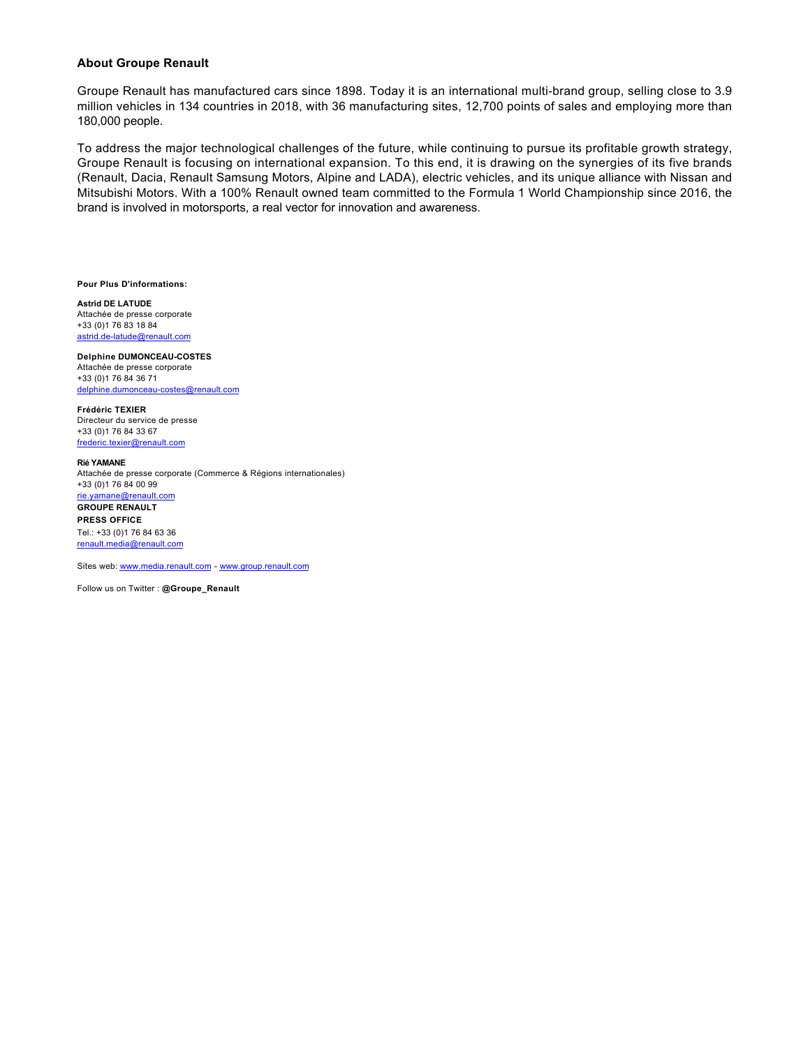## About Groupe Renault

Groupe Renault has manufactured cars since 1898. Today it is an international multi-brand group, selling close to 3.9 million vehicles in 134 countries in 2018, with 36 manufacturing sites, 12,700 points of sales and employing more than 180,000 people.

To address the major technological challenges of the future, while continuing to pursue its profitable growth strategy, Groupe Renault is focusing on international expansion. To this end, it is drawing on the synergies of its five brands (Renault, Dacia, Renault Samsung Motors, Alpine and LADA), electric vehicles, and its unique alliance with Nissan and Mitsubishi Motors. With a 100% Renault owned team committed to the Formula 1 World Championship since 2016, the brand is involved in motorsports, a real vector for innovation and awareness.

**Pour Plus D'informations:**

**Astrid DE LATUDE**
Attachée de presse corporate
+33 (0)1 76 83 18 84
astrid.de-latude@renault.com

**Delphine DUMONCEAU-COSTES**
Attachée de presse corporate
+33 (0)1 76 84 36 71
delphine.dumonceau-costes@renault.com

**Frédéric TEXIER**
Directeur du service de presse
+33 (0)1 76 84 33 67
frederic.texier@renault.com

**Rié YAMANE**
Attachée de presse corporate (Commerce & Régions internationales)
+33 (0)1 76 84 00 99
rie.yamane@renault.com

**GROUPE RENAULT**
**PRESS OFFICE**
Tel.: +33 (0)1 76 84 63 36
renault.media@renault.com

Sites web: www.media.renault.com - www.group.renault.com

Follow us on Twitter : **@Groupe_Renault**